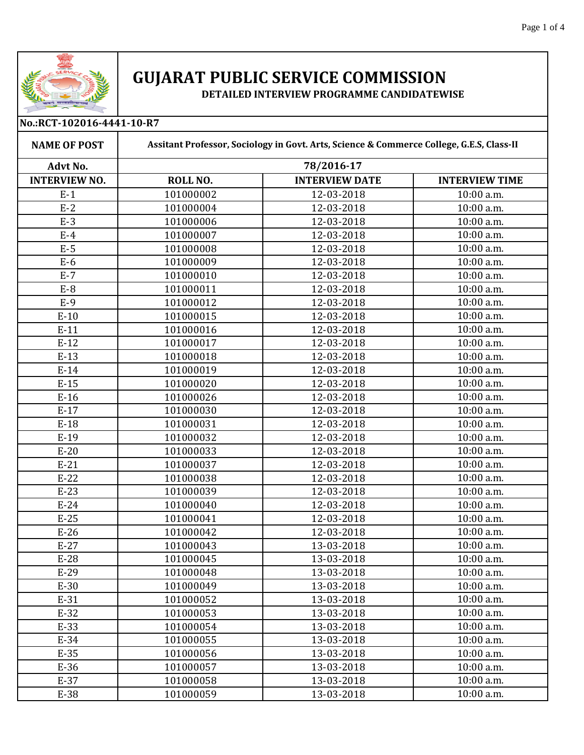# GUJARAT PUBLIC SERVICE COMMISSION

**DETAILED INTERVIEW PROGRAMME CANDIDATEWISE**

**No.:RCT-102016-4441-10-R7**

| **NAME OF POST** | **Assitant Professor, Sociology in Govt. Arts, Science & Commerce College, G.E.S, Class-II** | | |
|---|---|---|---|
| **Advt No.** | **78/2016-17** | | |
| **INTERVIEW NO.** | **ROLL NO.** | **INTERVIEW DATE** | **INTERVIEW TIME** |
| E-1 | 101000002 | 12-03-2018 | 10:00 a.m. |
| E-2 | 101000004 | 12-03-2018 | 10:00 a.m. |
| E-3 | 101000006 | 12-03-2018 | 10:00 a.m. |
| E-4 | 101000007 | 12-03-2018 | 10:00 a.m. |
| E-5 | 101000008 | 12-03-2018 | 10:00 a.m. |
| E-6 | 101000009 | 12-03-2018 | 10:00 a.m. |
| E-7 | 101000010 | 12-03-2018 | 10:00 a.m. |
| E-8 | 101000011 | 12-03-2018 | 10:00 a.m. |
| E-9 | 101000012 | 12-03-2018 | 10:00 a.m. |
| E-10 | 101000015 | 12-03-2018 | 10:00 a.m. |
| E-11 | 101000016 | 12-03-2018 | 10:00 a.m. |
| E-12 | 101000017 | 12-03-2018 | 10:00 a.m. |
| E-13 | 101000018 | 12-03-2018 | 10:00 a.m. |
| E-14 | 101000019 | 12-03-2018 | 10:00 a.m. |
| E-15 | 101000020 | 12-03-2018 | 10:00 a.m. |
| E-16 | 101000026 | 12-03-2018 | 10:00 a.m. |
| E-17 | 101000030 | 12-03-2018 | 10:00 a.m. |
| E-18 | 101000031 | 12-03-2018 | 10:00 a.m. |
| E-19 | 101000032 | 12-03-2018 | 10:00 a.m. |
| E-20 | 101000033 | 12-03-2018 | 10:00 a.m. |
| E-21 | 101000037 | 12-03-2018 | 10:00 a.m. |
| E-22 | 101000038 | 12-03-2018 | 10:00 a.m. |
| E-23 | 101000039 | 12-03-2018 | 10:00 a.m. |
| E-24 | 101000040 | 12-03-2018 | 10:00 a.m. |
| E-25 | 101000041 | 12-03-2018 | 10:00 a.m. |
| E-26 | 101000042 | 12-03-2018 | 10:00 a.m. |
| E-27 | 101000043 | 13-03-2018 | 10:00 a.m. |
| E-28 | 101000045 | 13-03-2018 | 10:00 a.m. |
| E-29 | 101000048 | 13-03-2018 | 10:00 a.m. |
| E-30 | 101000049 | 13-03-2018 | 10:00 a.m. |
| E-31 | 101000052 | 13-03-2018 | 10:00 a.m. |
| E-32 | 101000053 | 13-03-2018 | 10:00 a.m. |
| E-33 | 101000054 | 13-03-2018 | 10:00 a.m. |
| E-34 | 101000055 | 13-03-2018 | 10:00 a.m. |
| E-35 | 101000056 | 13-03-2018 | 10:00 a.m. |
| E-36 | 101000057 | 13-03-2018 | 10:00 a.m. |
| E-37 | 101000058 | 13-03-2018 | 10:00 a.m. |
| E-38 | 101000059 | 13-03-2018 | 10:00 a.m. |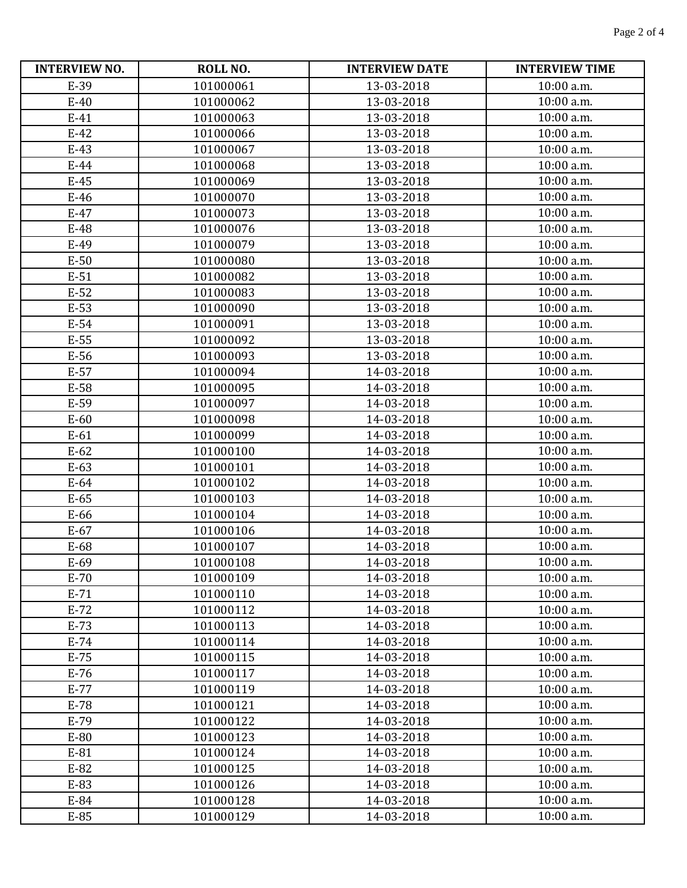| INTERVIEW NO. | ROLL NO. | INTERVIEW DATE | INTERVIEW TIME |
|---|---|---|---|
| E-39 | 101000061 | 13-03-2018 | 10:00 a.m. |
| E-40 | 101000062 | 13-03-2018 | 10:00 a.m. |
| E-41 | 101000063 | 13-03-2018 | 10:00 a.m. |
| E-42 | 101000066 | 13-03-2018 | 10:00 a.m. |
| E-43 | 101000067 | 13-03-2018 | 10:00 a.m. |
| E-44 | 101000068 | 13-03-2018 | 10:00 a.m. |
| E-45 | 101000069 | 13-03-2018 | 10:00 a.m. |
| E-46 | 101000070 | 13-03-2018 | 10:00 a.m. |
| E-47 | 101000073 | 13-03-2018 | 10:00 a.m. |
| E-48 | 101000076 | 13-03-2018 | 10:00 a.m. |
| E-49 | 101000079 | 13-03-2018 | 10:00 a.m. |
| E-50 | 101000080 | 13-03-2018 | 10:00 a.m. |
| E-51 | 101000082 | 13-03-2018 | 10:00 a.m. |
| E-52 | 101000083 | 13-03-2018 | 10:00 a.m. |
| E-53 | 101000090 | 13-03-2018 | 10:00 a.m. |
| E-54 | 101000091 | 13-03-2018 | 10:00 a.m. |
| E-55 | 101000092 | 13-03-2018 | 10:00 a.m. |
| E-56 | 101000093 | 13-03-2018 | 10:00 a.m. |
| E-57 | 101000094 | 14-03-2018 | 10:00 a.m. |
| E-58 | 101000095 | 14-03-2018 | 10:00 a.m. |
| E-59 | 101000097 | 14-03-2018 | 10:00 a.m. |
| E-60 | 101000098 | 14-03-2018 | 10:00 a.m. |
| E-61 | 101000099 | 14-03-2018 | 10:00 a.m. |
| E-62 | 101000100 | 14-03-2018 | 10:00 a.m. |
| E-63 | 101000101 | 14-03-2018 | 10:00 a.m. |
| E-64 | 101000102 | 14-03-2018 | 10:00 a.m. |
| E-65 | 101000103 | 14-03-2018 | 10:00 a.m. |
| E-66 | 101000104 | 14-03-2018 | 10:00 a.m. |
| E-67 | 101000106 | 14-03-2018 | 10:00 a.m. |
| E-68 | 101000107 | 14-03-2018 | 10:00 a.m. |
| E-69 | 101000108 | 14-03-2018 | 10:00 a.m. |
| E-70 | 101000109 | 14-03-2018 | 10:00 a.m. |
| E-71 | 101000110 | 14-03-2018 | 10:00 a.m. |
| E-72 | 101000112 | 14-03-2018 | 10:00 a.m. |
| E-73 | 101000113 | 14-03-2018 | 10:00 a.m. |
| E-74 | 101000114 | 14-03-2018 | 10:00 a.m. |
| E-75 | 101000115 | 14-03-2018 | 10:00 a.m. |
| E-76 | 101000117 | 14-03-2018 | 10:00 a.m. |
| E-77 | 101000119 | 14-03-2018 | 10:00 a.m. |
| E-78 | 101000121 | 14-03-2018 | 10:00 a.m. |
| E-79 | 101000122 | 14-03-2018 | 10:00 a.m. |
| E-80 | 101000123 | 14-03-2018 | 10:00 a.m. |
| E-81 | 101000124 | 14-03-2018 | 10:00 a.m. |
| E-82 | 101000125 | 14-03-2018 | 10:00 a.m. |
| E-83 | 101000126 | 14-03-2018 | 10:00 a.m. |
| E-84 | 101000128 | 14-03-2018 | 10:00 a.m. |
| E-85 | 101000129 | 14-03-2018 | 10:00 a.m. |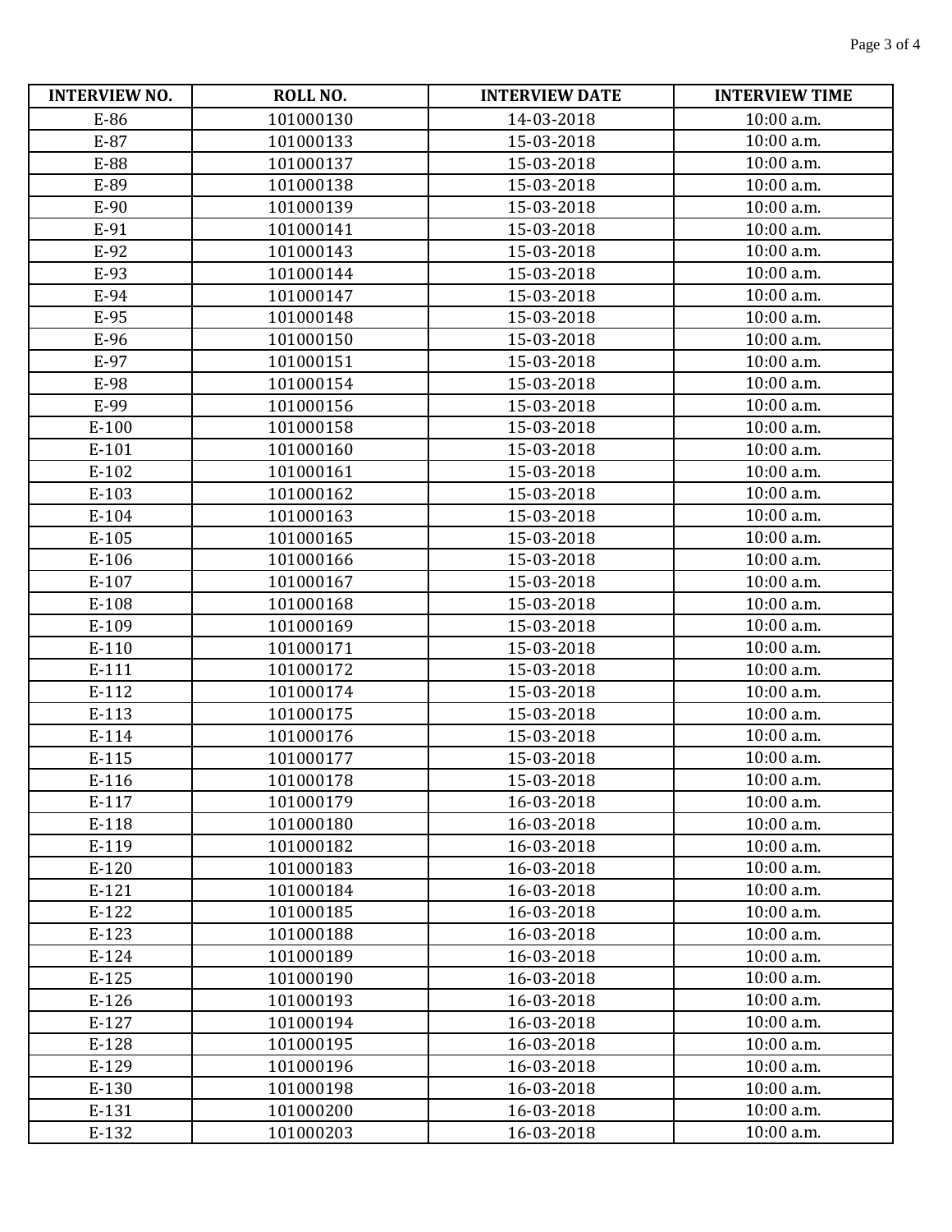| INTERVIEW NO. | ROLL NO. | INTERVIEW DATE | INTERVIEW TIME |
|---|---|---|---|
| E-86 | 101000130 | 14-03-2018 | 10:00 a.m. |
| E-87 | 101000133 | 15-03-2018 | 10:00 a.m. |
| E-88 | 101000137 | 15-03-2018 | 10:00 a.m. |
| E-89 | 101000138 | 15-03-2018 | 10:00 a.m. |
| E-90 | 101000139 | 15-03-2018 | 10:00 a.m. |
| E-91 | 101000141 | 15-03-2018 | 10:00 a.m. |
| E-92 | 101000143 | 15-03-2018 | 10:00 a.m. |
| E-93 | 101000144 | 15-03-2018 | 10:00 a.m. |
| E-94 | 101000147 | 15-03-2018 | 10:00 a.m. |
| E-95 | 101000148 | 15-03-2018 | 10:00 a.m. |
| E-96 | 101000150 | 15-03-2018 | 10:00 a.m. |
| E-97 | 101000151 | 15-03-2018 | 10:00 a.m. |
| E-98 | 101000154 | 15-03-2018 | 10:00 a.m. |
| E-99 | 101000156 | 15-03-2018 | 10:00 a.m. |
| E-100 | 101000158 | 15-03-2018 | 10:00 a.m. |
| E-101 | 101000160 | 15-03-2018 | 10:00 a.m. |
| E-102 | 101000161 | 15-03-2018 | 10:00 a.m. |
| E-103 | 101000162 | 15-03-2018 | 10:00 a.m. |
| E-104 | 101000163 | 15-03-2018 | 10:00 a.m. |
| E-105 | 101000165 | 15-03-2018 | 10:00 a.m. |
| E-106 | 101000166 | 15-03-2018 | 10:00 a.m. |
| E-107 | 101000167 | 15-03-2018 | 10:00 a.m. |
| E-108 | 101000168 | 15-03-2018 | 10:00 a.m. |
| E-109 | 101000169 | 15-03-2018 | 10:00 a.m. |
| E-110 | 101000171 | 15-03-2018 | 10:00 a.m. |
| E-111 | 101000172 | 15-03-2018 | 10:00 a.m. |
| E-112 | 101000174 | 15-03-2018 | 10:00 a.m. |
| E-113 | 101000175 | 15-03-2018 | 10:00 a.m. |
| E-114 | 101000176 | 15-03-2018 | 10:00 a.m. |
| E-115 | 101000177 | 15-03-2018 | 10:00 a.m. |
| E-116 | 101000178 | 15-03-2018 | 10:00 a.m. |
| E-117 | 101000179 | 16-03-2018 | 10:00 a.m. |
| E-118 | 101000180 | 16-03-2018 | 10:00 a.m. |
| E-119 | 101000182 | 16-03-2018 | 10:00 a.m. |
| E-120 | 101000183 | 16-03-2018 | 10:00 a.m. |
| E-121 | 101000184 | 16-03-2018 | 10:00 a.m. |
| E-122 | 101000185 | 16-03-2018 | 10:00 a.m. |
| E-123 | 101000188 | 16-03-2018 | 10:00 a.m. |
| E-124 | 101000189 | 16-03-2018 | 10:00 a.m. |
| E-125 | 101000190 | 16-03-2018 | 10:00 a.m. |
| E-126 | 101000193 | 16-03-2018 | 10:00 a.m. |
| E-127 | 101000194 | 16-03-2018 | 10:00 a.m. |
| E-128 | 101000195 | 16-03-2018 | 10:00 a.m. |
| E-129 | 101000196 | 16-03-2018 | 10:00 a.m. |
| E-130 | 101000198 | 16-03-2018 | 10:00 a.m. |
| E-131 | 101000200 | 16-03-2018 | 10:00 a.m. |
| E-132 | 101000203 | 16-03-2018 | 10:00 a.m. |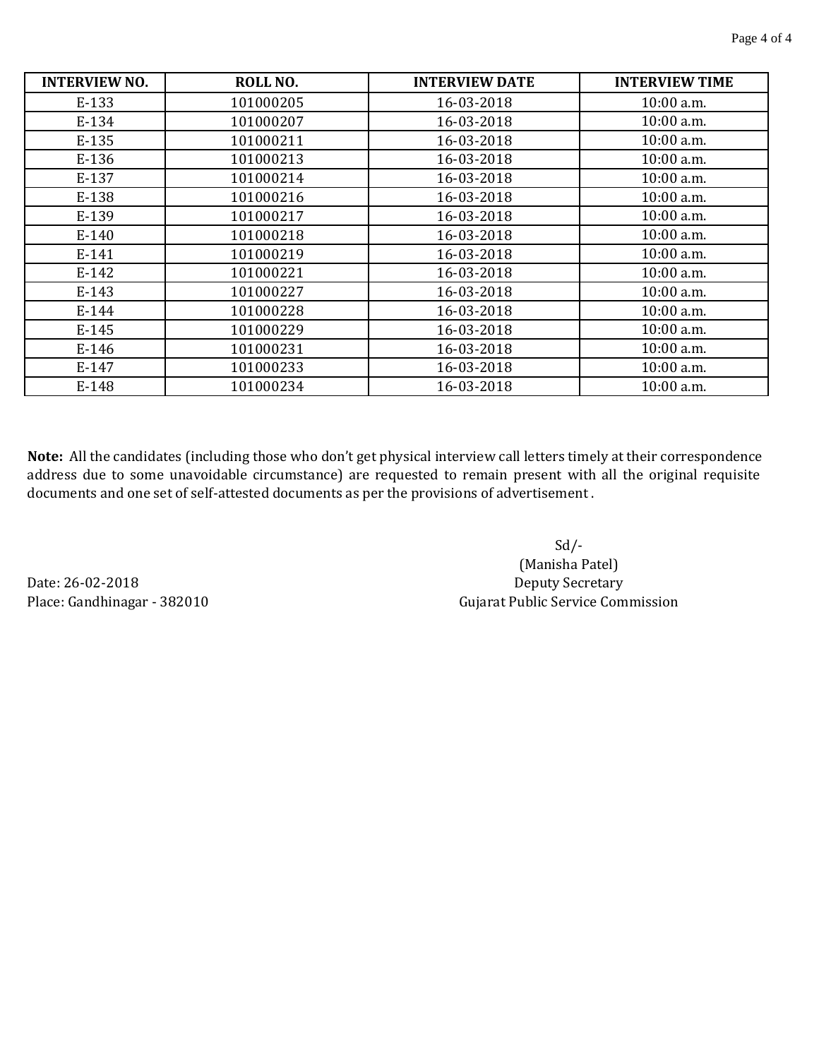| INTERVIEW NO. | ROLL NO. | INTERVIEW DATE | INTERVIEW TIME |
|---|---|---|---|
| E-133 | 101000205 | 16-03-2018 | 10:00 a.m. |
| E-134 | 101000207 | 16-03-2018 | 10:00 a.m. |
| E-135 | 101000211 | 16-03-2018 | 10:00 a.m. |
| E-136 | 101000213 | 16-03-2018 | 10:00 a.m. |
| E-137 | 101000214 | 16-03-2018 | 10:00 a.m. |
| E-138 | 101000216 | 16-03-2018 | 10:00 a.m. |
| E-139 | 101000217 | 16-03-2018 | 10:00 a.m. |
| E-140 | 101000218 | 16-03-2018 | 10:00 a.m. |
| E-141 | 101000219 | 16-03-2018 | 10:00 a.m. |
| E-142 | 101000221 | 16-03-2018 | 10:00 a.m. |
| E-143 | 101000227 | 16-03-2018 | 10:00 a.m. |
| E-144 | 101000228 | 16-03-2018 | 10:00 a.m. |
| E-145 | 101000229 | 16-03-2018 | 10:00 a.m. |
| E-146 | 101000231 | 16-03-2018 | 10:00 a.m. |
| E-147 | 101000233 | 16-03-2018 | 10:00 a.m. |
| E-148 | 101000234 | 16-03-2018 | 10:00 a.m. |

**Note:** All the candidates (including those who don't get physical interview call letters timely at their correspondence address due to some unavoidable circumstance) are requested to remain present with all the original requisite documents and one set of self-attested documents as per the provisions of advertisement.

Sd/-
(Manisha Patel)
Deputy Secretary
Gujarat Public Service Commission

Date: 26-02-2018
Place: Gandhinagar - 382010